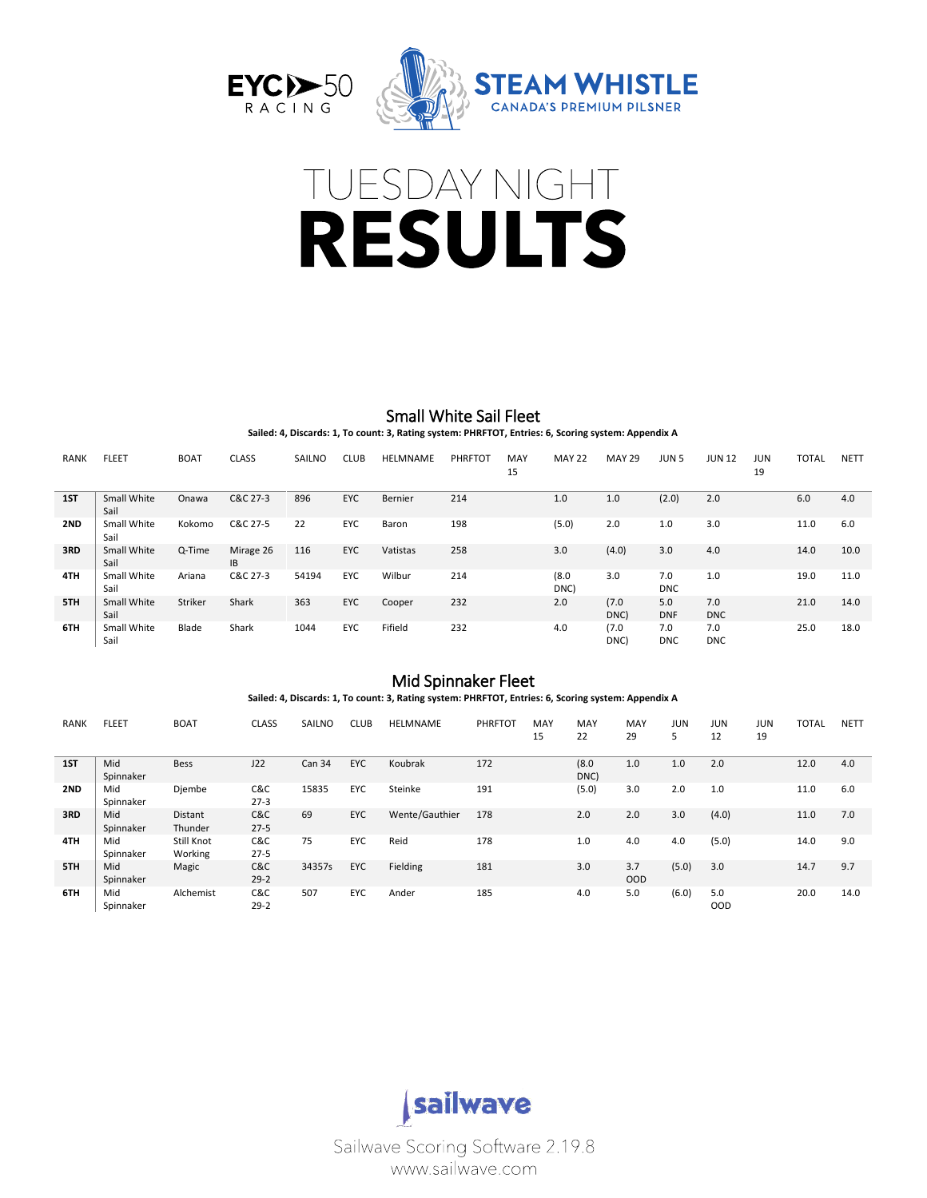EYC 50 RACING

STEAM WHISTLE
CANADA'S PREMIUM PILSNER

# TUESDAY NIGHT RESULTS

## Small White Sail Fleet

**Sailed: 4, Discards: 1, To count: 3, Rating system: PHRFTOT, Entries: 6, Scoring system: Appendix A**

| RANK | FLEET | BOAT | CLASS | SAILNO | CLUB | HELMNAME | PHRFTOT | MAY 15 | MAY 22 | MAY 29 | JUN 5 | JUN 12 | JUN 19 | TOTAL | NETT |
|---|---|---|---|---|---|---|---|---|---|---|---|---|---|---|---|
| 1ST | Small White Sail | Onawa | C&C 27-3 | 896 | EYC | Bernier | 214 | | 1.0 | 1.0 | (2.0) | 2.0 | | 6.0 | 4.0 |
| 2ND | Small White Sail | Kokomo | C&C 27-5 | 22 | EYC | Baron | 198 | | (5.0) | 2.0 | 1.0 | 3.0 | | 11.0 | 6.0 |
| 3RD | Small White Sail | Q-Time | Mirage 26 IB | 116 | EYC | Vatistas | 258 | | 3.0 | (4.0) | 3.0 | 4.0 | | 14.0 | 10.0 |
| 4TH | Small White Sail | Ariana | C&C 27-3 | 54194 | EYC | Wilbur | 214 | | (8.0 DNC) | 3.0 | 7.0 DNC | 1.0 | | 19.0 | 11.0 |
| 5TH | Small White Sail | Striker | Shark | 363 | EYC | Cooper | 232 | | 2.0 | (7.0 DNC) | 5.0 DNF | 7.0 DNC | | 21.0 | 14.0 |
| 6TH | Small White Sail | Blade | Shark | 1044 | EYC | Fifield | 232 | | 4.0 | (7.0 DNC) | 7.0 DNC | 7.0 DNC | | 25.0 | 18.0 |

## Mid Spinnaker Fleet

**Sailed: 4, Discards: 1, To count: 3, Rating system: PHRFTOT, Entries: 6, Scoring system: Appendix A**

| RANK | FLEET | BOAT | CLASS | SAILNO | CLUB | HELMNAME | PHRFTOT | MAY 15 | MAY 22 | MAY 29 | JUN 5 | JUN 12 | JUN 19 | TOTAL | NETT |
|---|---|---|---|---|---|---|---|---|---|---|---|---|---|---|---|
| 1ST | Mid Spinnaker | Bess | J22 | Can 34 | EYC | Koubrak | 172 | | (8.0 DNC) | 1.0 | 1.0 | 2.0 | | 12.0 | 4.0 |
| 2ND | Mid Spinnaker | Djembe | C&C 27-3 | 15835 | EYC | Steinke | 191 | | (5.0) | 3.0 | 2.0 | 1.0 | | 11.0 | 6.0 |
| 3RD | Mid Spinnaker | Distant Thunder | C&C 27-5 | 69 | EYC | Wente/Gauthier | 178 | | 2.0 | 2.0 | 3.0 | (4.0) | | 11.0 | 7.0 |
| 4TH | Mid Spinnaker | Still Knot Working | C&C 27-5 | 75 | EYC | Reid | 178 | | 1.0 | 4.0 | 4.0 | (5.0) | | 14.0 | 9.0 |
| 5TH | Mid Spinnaker | Magic | C&C 29-2 | 34357s | EYC | Fielding | 181 | | 3.0 | 3.7 OOD | (5.0) | 3.0 | | 14.7 | 9.7 |
| 6TH | Mid Spinnaker | Alchemist | C&C 29-2 | 507 | EYC | Ander | 185 | | 4.0 | 5.0 | (6.0) | 5.0 OOD | | 20.0 | 14.0 |

sailwave

Sailwave Scoring Software 2.19.8
www.sailwave.com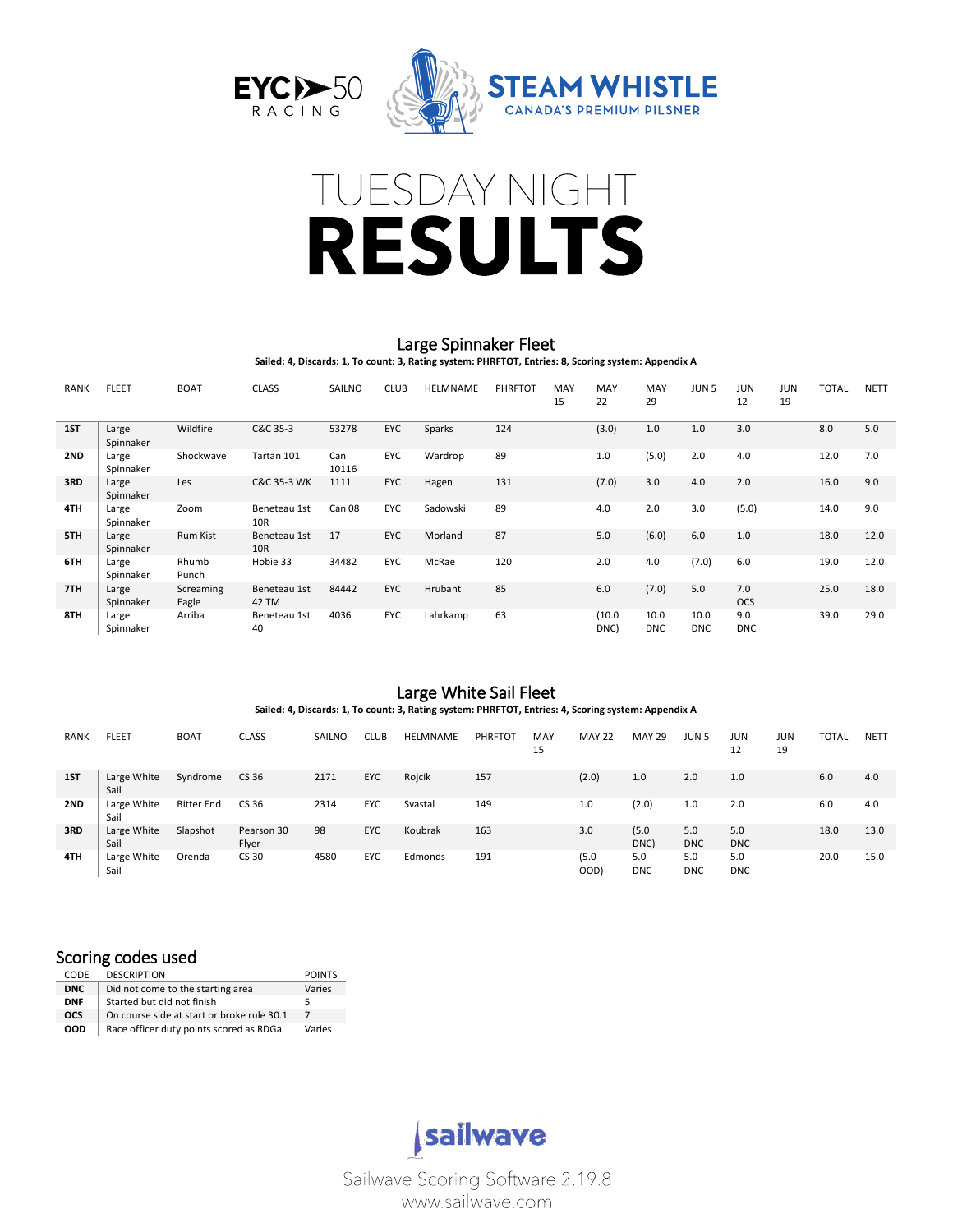# TUESDAY NIGHT RESULTS

## Large Spinnaker Fleet

**Sailed: 4, Discards: 1, To count: 3, Rating system: PHRFTOT, Entries: 8, Scoring system: Appendix A**

| RANK | FLEET | BOAT | CLASS | SAILNO | CLUB | HELMNAME | PHRFTOT | MAY 15 | MAY 22 | MAY 29 | JUN 5 | JUN 12 | JUN 19 | TOTAL | NETT |
|---|---|---|---|---|---|---|---|---|---|---|---|---|---|---|---|
| **1ST** | Large Spinnaker | Wildfire | C&C 35-3 | 53278 | EYC | Sparks | 124 | | (3.0) | 1.0 | 1.0 | 3.0 | | 8.0 | 5.0 |
| **2ND** | Large Spinnaker | Shockwave | Tartan 101 | Can 10116 | EYC | Wardrop | 89 | | 1.0 | (5.0) | 2.0 | 4.0 | | 12.0 | 7.0 |
| **3RD** | Large Spinnaker | Les | C&C 35-3 WK | 1111 | EYC | Hagen | 131 | | (7.0) | 3.0 | 4.0 | 2.0 | | 16.0 | 9.0 |
| **4TH** | Large Spinnaker | Zoom | Beneteau 1st 10R | Can 08 | EYC | Sadowski | 89 | | 4.0 | 2.0 | 3.0 | (5.0) | | 14.0 | 9.0 |
| **5TH** | Large Spinnaker | Rum Kist | Beneteau 1st 10R | 17 | EYC | Morland | 87 | | 5.0 | (6.0) | 6.0 | 1.0 | | 18.0 | 12.0 |
| **6TH** | Large Spinnaker | Rhumb Punch | Hobie 33 | 34482 | EYC | McRae | 120 | | 2.0 | 4.0 | (7.0) | 6.0 | | 19.0 | 12.0 |
| **7TH** | Large Spinnaker | Screaming Eagle | Beneteau 1st 42 TM | 84442 | EYC | Hrubant | 85 | | 6.0 | (7.0) | 5.0 | 7.0 OCS | | 25.0 | 18.0 |
| **8TH** | Large Spinnaker | Arriba | Beneteau 1st 40 | 4036 | EYC | Lahrkamp | 63 | | (10.0 DNC) | 10.0 DNC | 10.0 DNC | 9.0 DNC | | 39.0 | 29.0 |

## Large White Sail Fleet

**Sailed: 4, Discards: 1, To count: 3, Rating system: PHRFTOT, Entries: 4, Scoring system: Appendix A**

| RANK | FLEET | BOAT | CLASS | SAILNO | CLUB | HELMNAME | PHRFTOT | MAY 15 | MAY 22 | MAY 29 | JUN 5 | JUN 12 | JUN 19 | TOTAL | NETT |
|---|---|---|---|---|---|---|---|---|---|---|---|---|---|---|---|
| **1ST** | Large White Sail | Syndrome | CS 36 | 2171 | EYC | Rojcik | 157 | | (2.0) | 1.0 | 2.0 | 1.0 | | 6.0 | 4.0 |
| **2ND** | Large White Sail | Bitter End | CS 36 | 2314 | EYC | Svastal | 149 | | 1.0 | (2.0) | 1.0 | 2.0 | | 6.0 | 4.0 |
| **3RD** | Large White Sail | Slapshot | Pearson 30 Flyer | 98 | EYC | Koubrak | 163 | | 3.0 | (5.0 DNC) | 5.0 DNC | 5.0 DNC | | 18.0 | 13.0 |
| **4TH** | Large White Sail | Orenda | CS 30 | 4580 | EYC | Edmonds | 191 | | (5.0 OOD) | 5.0 DNC | 5.0 DNC | 5.0 DNC | | 20.0 | 15.0 |

## Scoring codes used

| CODE | DESCRIPTION | POINTS |
|---|---|---|
| **DNC** | Did not come to the starting area | Varies |
| **DNF** | Started but did not finish | 5 |
| **OCS** | On course side at start or broke rule 30.1 | 7 |
| **OOD** | Race officer duty points scored as RDGa | Varies |

Sailwave Scoring Software 2.19.8
www.sailwave.com